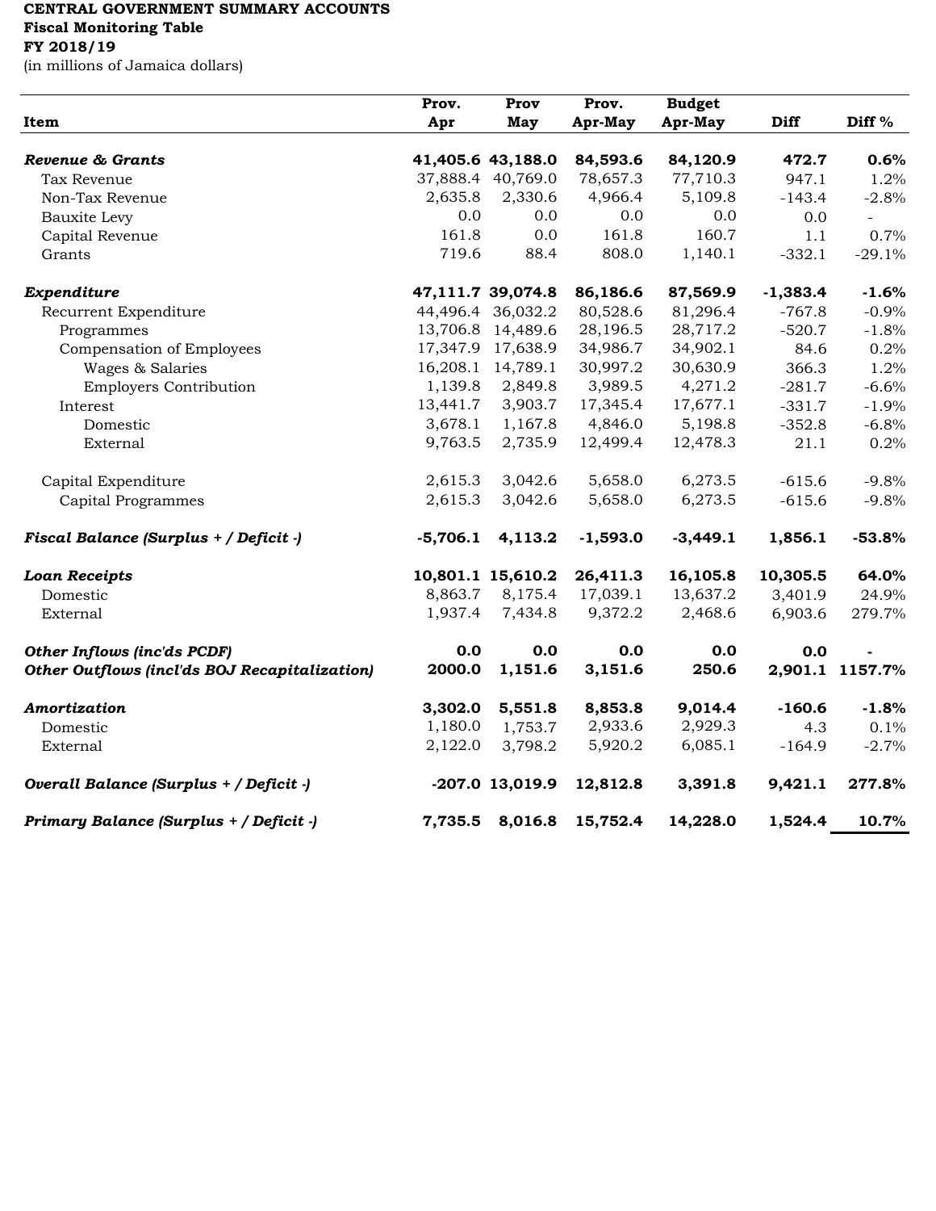**CENTRAL GOVERNMENT SUMMARY ACCOUNTS**
**Fiscal Monitoring Table**
**FY 2018/19**
(in millions of Jamaica dollars)

| Item | Prov. Apr | Prov May | Prov. Apr-May | Budget Apr-May | Diff | Diff % |
|---|---|---|---|---|---|---|
| ***Revenue & Grants*** | **41,405.6** | **43,188.0** | **84,593.6** | **84,120.9** | **472.7** | **0.6%** |
| Tax Revenue | 37,888.4 | 40,769.0 | 78,657.3 | 77,710.3 | 947.1 | 1.2% |
| Non-Tax Revenue | 2,635.8 | 2,330.6 | 4,966.4 | 5,109.8 | -143.4 | -2.8% |
| Bauxite Levy | 0.0 | 0.0 | 0.0 | 0.0 | 0.0 | - |
| Capital Revenue | 161.8 | 0.0 | 161.8 | 160.7 | 1.1 | 0.7% |
| Grants | 719.6 | 88.4 | 808.0 | 1,140.1 | -332.1 | -29.1% |
| ***Expenditure*** | **47,111.7** | **39,074.8** | **86,186.6** | **87,569.9** | **-1,383.4** | **-1.6%** |
| Recurrent Expenditure | 44,496.4 | 36,032.2 | 80,528.6 | 81,296.4 | -767.8 | -0.9% |
| Programmes | 13,706.8 | 14,489.6 | 28,196.5 | 28,717.2 | -520.7 | -1.8% |
| Compensation of Employees | 17,347.9 | 17,638.9 | 34,986.7 | 34,902.1 | 84.6 | 0.2% |
| Wages & Salaries | 16,208.1 | 14,789.1 | 30,997.2 | 30,630.9 | 366.3 | 1.2% |
| Employers Contribution | 1,139.8 | 2,849.8 | 3,989.5 | 4,271.2 | -281.7 | -6.6% |
| Interest | 13,441.7 | 3,903.7 | 17,345.4 | 17,677.1 | -331.7 | -1.9% |
| Domestic | 3,678.1 | 1,167.8 | 4,846.0 | 5,198.8 | -352.8 | -6.8% |
| External | 9,763.5 | 2,735.9 | 12,499.4 | 12,478.3 | 21.1 | 0.2% |
| Capital Expenditure | 2,615.3 | 3,042.6 | 5,658.0 | 6,273.5 | -615.6 | -9.8% |
| Capital Programmes | 2,615.3 | 3,042.6 | 5,658.0 | 6,273.5 | -615.6 | -9.8% |
| ***Fiscal Balance (Surplus + / Deficit -)*** | **-5,706.1** | **4,113.2** | **-1,593.0** | **-3,449.1** | **1,856.1** | **-53.8%** |
| ***Loan Receipts*** | **10,801.1** | **15,610.2** | **26,411.3** | **16,105.8** | **10,305.5** | **64.0%** |
| Domestic | 8,863.7 | 8,175.4 | 17,039.1 | 13,637.2 | 3,401.9 | 24.9% |
| External | 1,937.4 | 7,434.8 | 9,372.2 | 2,468.6 | 6,903.6 | 279.7% |
| ***Other Inflows (inc'ds PCDF)*** | **0.0** | **0.0** | **0.0** | **0.0** | **0.0** | **-** |
| ***Other Outflows (incl'ds BOJ Recapitalization)*** | **2000.0** | **1,151.6** | **3,151.6** | **250.6** | **2,901.1** | **1157.7%** |
| ***Amortization*** | **3,302.0** | **5,551.8** | **8,853.8** | **9,014.4** | **-160.6** | **-1.8%** |
| Domestic | 1,180.0 | 1,753.7 | 2,933.6 | 2,929.3 | 4.3 | 0.1% |
| External | 2,122.0 | 3,798.2 | 5,920.2 | 6,085.1 | -164.9 | -2.7% |
| ***Overall Balance (Surplus + / Deficit -)*** | **-207.0** | **13,019.9** | **12,812.8** | **3,391.8** | **9,421.1** | **277.8%** |
| ***Primary Balance (Surplus + / Deficit -)*** | **7,735.5** | **8,016.8** | **15,752.4** | **14,228.0** | **1,524.4** | **10.7%** |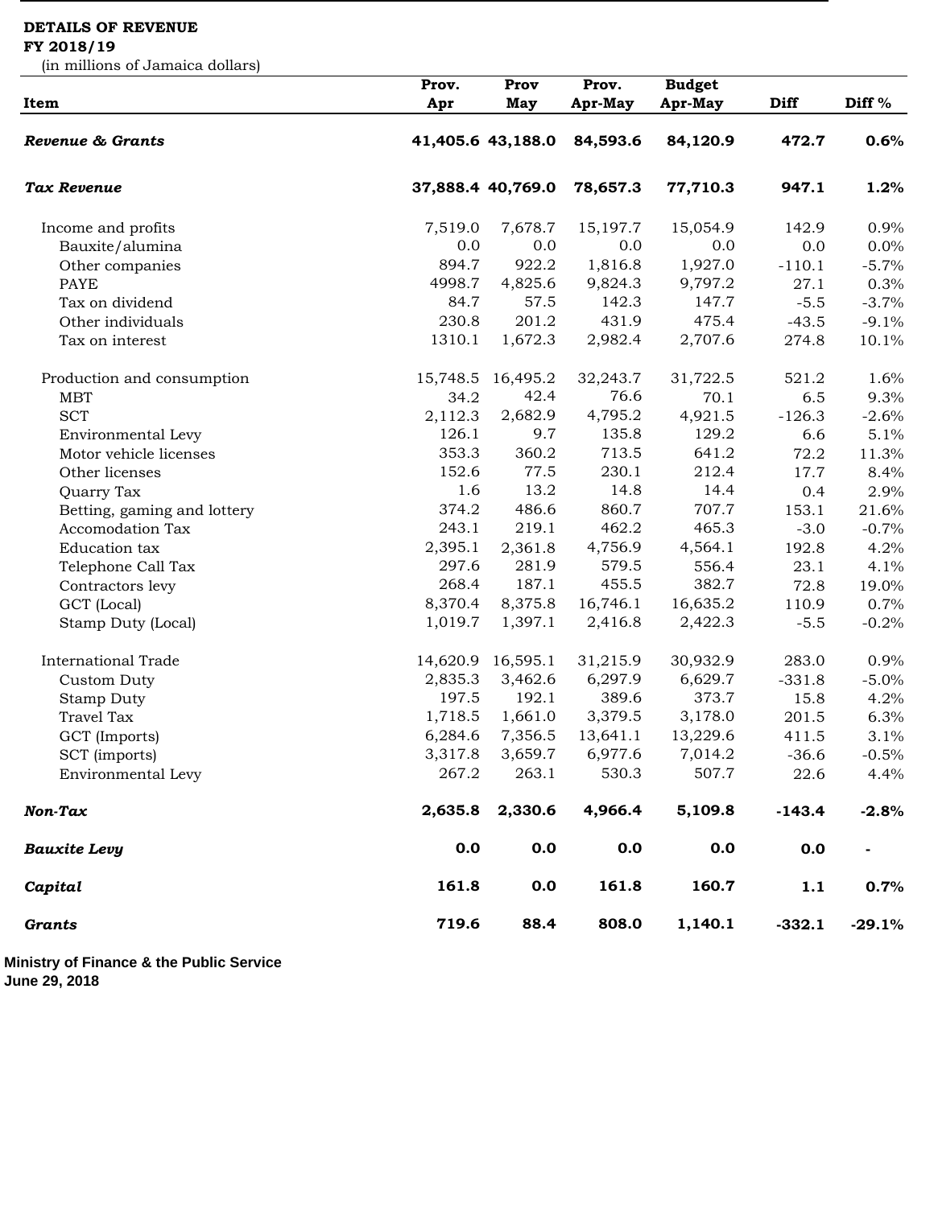**DETAILS OF REVENUE**
**FY 2018/19**
(in millions of Jamaica dollars)

| Item | Prov. Apr | Prov May | Prov. Apr-May | Budget Apr-May | Diff | Diff % |
|---|---|---|---|---|---|---|
| ***Revenue & Grants*** | **41,405.6** | **43,188.0** | **84,593.6** | **84,120.9** | **472.7** | **0.6%** |
| ***Tax Revenue*** | **37,888.4** | **40,769.0** | **78,657.3** | **77,710.3** | **947.1** | **1.2%** |
| Income and profits | 7,519.0 | 7,678.7 | 15,197.7 | 15,054.9 | 142.9 | 0.9% |
| Bauxite/alumina | 0.0 | 0.0 | 0.0 | 0.0 | 0.0 | 0.0% |
| Other companies | 894.7 | 922.2 | 1,816.8 | 1,927.0 | -110.1 | -5.7% |
| PAYE | 4998.7 | 4,825.6 | 9,824.3 | 9,797.2 | 27.1 | 0.3% |
| Tax on dividend | 84.7 | 57.5 | 142.3 | 147.7 | -5.5 | -3.7% |
| Other individuals | 230.8 | 201.2 | 431.9 | 475.4 | -43.5 | -9.1% |
| Tax on interest | 1310.1 | 1,672.3 | 2,982.4 | 2,707.6 | 274.8 | 10.1% |
| Production and consumption | 15,748.5 | 16,495.2 | 32,243.7 | 31,722.5 | 521.2 | 1.6% |
| MBT | 34.2 | 42.4 | 76.6 | 70.1 | 6.5 | 9.3% |
| SCT | 2,112.3 | 2,682.9 | 4,795.2 | 4,921.5 | -126.3 | -2.6% |
| Environmental Levy | 126.1 | 9.7 | 135.8 | 129.2 | 6.6 | 5.1% |
| Motor vehicle licenses | 353.3 | 360.2 | 713.5 | 641.2 | 72.2 | 11.3% |
| Other licenses | 152.6 | 77.5 | 230.1 | 212.4 | 17.7 | 8.4% |
| Quarry Tax | 1.6 | 13.2 | 14.8 | 14.4 | 0.4 | 2.9% |
| Betting, gaming and lottery | 374.2 | 486.6 | 860.7 | 707.7 | 153.1 | 21.6% |
| Accomodation Tax | 243.1 | 219.1 | 462.2 | 465.3 | -3.0 | -0.7% |
| Education tax | 2,395.1 | 2,361.8 | 4,756.9 | 4,564.1 | 192.8 | 4.2% |
| Telephone Call Tax | 297.6 | 281.9 | 579.5 | 556.4 | 23.1 | 4.1% |
| Contractors levy | 268.4 | 187.1 | 455.5 | 382.7 | 72.8 | 19.0% |
| GCT (Local) | 8,370.4 | 8,375.8 | 16,746.1 | 16,635.2 | 110.9 | 0.7% |
| Stamp Duty (Local) | 1,019.7 | 1,397.1 | 2,416.8 | 2,422.3 | -5.5 | -0.2% |
| International Trade | 14,620.9 | 16,595.1 | 31,215.9 | 30,932.9 | 283.0 | 0.9% |
| Custom Duty | 2,835.3 | 3,462.6 | 6,297.9 | 6,629.7 | -331.8 | -5.0% |
| Stamp Duty | 197.5 | 192.1 | 389.6 | 373.7 | 15.8 | 4.2% |
| Travel Tax | 1,718.5 | 1,661.0 | 3,379.5 | 3,178.0 | 201.5 | 6.3% |
| GCT (Imports) | 6,284.6 | 7,356.5 | 13,641.1 | 13,229.6 | 411.5 | 3.1% |
| SCT (imports) | 3,317.8 | 3,659.7 | 6,977.6 | 7,014.2 | -36.6 | -0.5% |
| Environmental Levy | 267.2 | 263.1 | 530.3 | 507.7 | 22.6 | 4.4% |
| ***Non-Tax*** | **2,635.8** | **2,330.6** | **4,966.4** | **5,109.8** | **-143.4** | **-2.8%** |
| ***Bauxite Levy*** | **0.0** | **0.0** | **0.0** | **0.0** | **0.0** | **-** |
| ***Capital*** | **161.8** | **0.0** | **161.8** | **160.7** | **1.1** | **0.7%** |
| ***Grants*** | **719.6** | **88.4** | **808.0** | **1,140.1** | **-332.1** | **-29.1%** |

**Ministry of Finance & the Public Service**
**June 29, 2018**